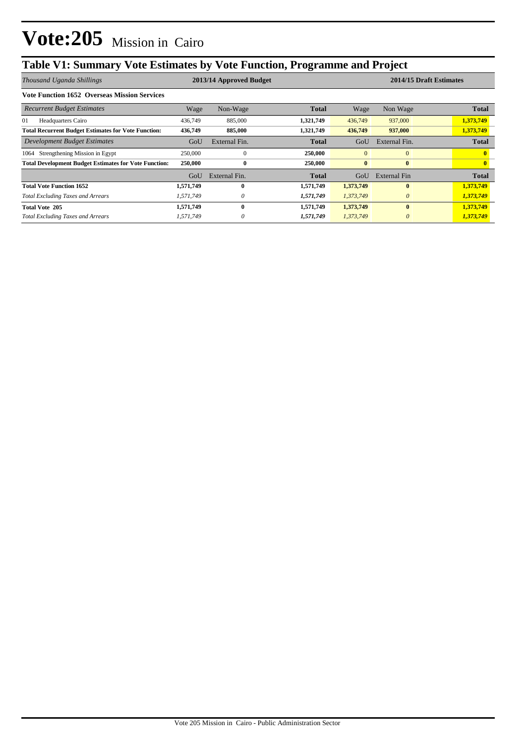# Vote:205 Mission in Cairo

## Table V1: Summary Vote Estimates by Vote Function, Programme and Project

| *Thousand Uganda Shillings* | 2013/14 Approved Budget | | | 2014/15 Draft Estimates | | |
|---|---|---|---|---|---|---|
| **Vote Function 1652 Overseas Mission Services** | | | | | | |
| *Recurrent Budget Estimates* | Wage | Non-Wage | **Total** | Wage | Non Wage | **Total** |
| 01 Headquarters Cairo | 436,749 | 885,000 | 1,321,749 | 436,749 | 937,000 | 1,373,749 |
| **Total Recurrent Budget Estimates for Vote Function:** | **436,749** | **885,000** | **1,321,749** | **436,749** | **937,000** | **1,373,749** |
| *Development Budget Estimates* | GoU | External Fin. | **Total** | GoU | External Fin. | **Total** |
| 1064 Strengthening Mission in Egypt | 250,000 | 0 | 250,000 | 0 | 0 | 0 |
| **Total Development Budget Estimates for Vote Function:** | **250,000** | **0** | **250,000** | **0** | **0** | **0** |
| | GoU | External Fin. | **Total** | GoU | External Fin | **Total** |
| **Total Vote Function 1652** | **1,571,749** | **0** | **1,571,749** | **1,373,749** | **0** | **1,373,749** |
| *Total Excluding Taxes and Arrears* | *1,571,749* | *0* | ***1,571,749*** | *1,373,749* | *0* | ***1,373,749*** |
| **Total Vote 205** | **1,571,749** | **0** | **1,571,749** | **1,373,749** | **0** | **1,373,749** |
| *Total Excluding Taxes and Arrears* | *1,571,749* | *0* | ***1,571,749*** | *1,373,749* | *0* | ***1,373,749*** |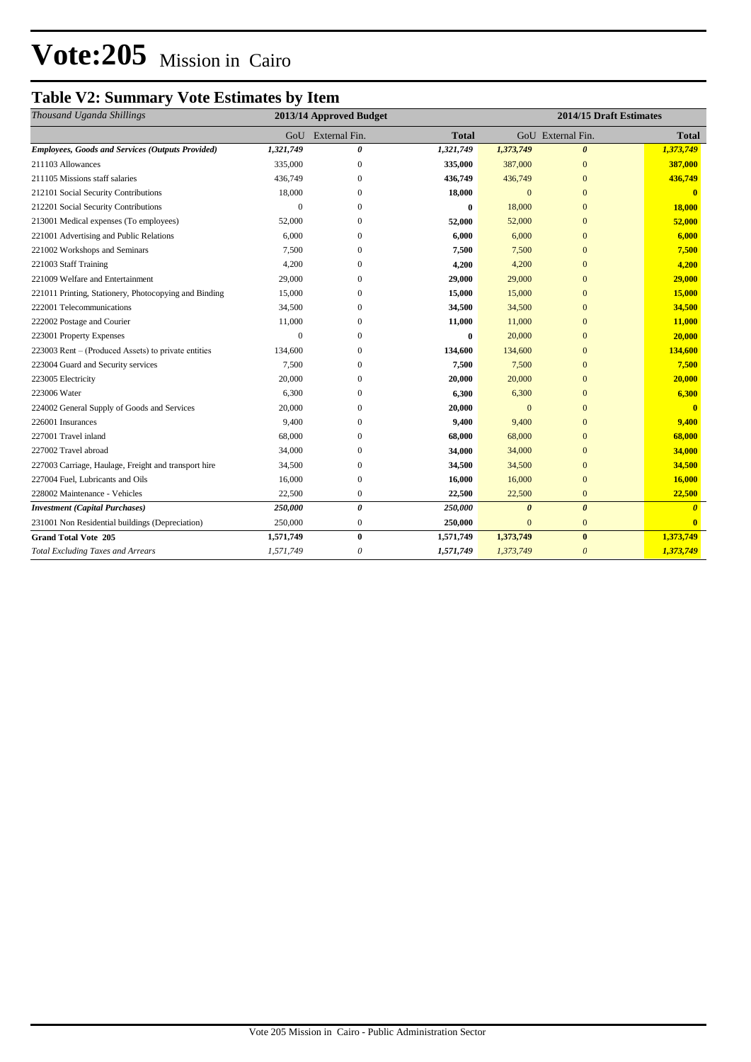# Vote:205 Mission in Cairo

## Table V2: Summary Vote Estimates by Item

| *Thousand Uganda Shillings* | 2013/14 Approved Budget | | | 2014/15 Draft Estimates | | |
|---|---|---|---|---|---|---|
| | GoU | External Fin. | Total | GoU | External Fin. | Total |
| ***Employees, Goods and Services (Outputs Provided)*** | ***1,321,749*** | ***0*** | *1,321,749* | ***1,373,749*** | ***0*** | ***1,373,749*** |
| 211103 Allowances | 335,000 | 0 | **335,000** | 387,000 | 0 | **387,000** |
| 211105 Missions staff salaries | 436,749 | 0 | **436,749** | 436,749 | 0 | **436,749** |
| 212101 Social Security Contributions | 18,000 | 0 | **18,000** | 0 | 0 | **0** |
| 212201 Social Security Contributions | 0 | 0 | **0** | 18,000 | 0 | **18,000** |
| 213001 Medical expenses (To employees) | 52,000 | 0 | **52,000** | 52,000 | 0 | **52,000** |
| 221001 Advertising and Public Relations | 6,000 | 0 | **6,000** | 6,000 | 0 | **6,000** |
| 221002 Workshops and Seminars | 7,500 | 0 | **7,500** | 7,500 | 0 | **7,500** |
| 221003 Staff Training | 4,200 | 0 | **4,200** | 4,200 | 0 | **4,200** |
| 221009 Welfare and Entertainment | 29,000 | 0 | **29,000** | 29,000 | 0 | **29,000** |
| 221011 Printing, Stationery, Photocopying and Binding | 15,000 | 0 | **15,000** | 15,000 | 0 | **15,000** |
| 222001 Telecommunications | 34,500 | 0 | **34,500** | 34,500 | 0 | **34,500** |
| 222002 Postage and Courier | 11,000 | 0 | **11,000** | 11,000 | 0 | **11,000** |
| 223001 Property Expenses | 0 | 0 | **0** | 20,000 | 0 | **20,000** |
| 223003 Rent – (Produced Assets) to private entities | 134,600 | 0 | **134,600** | 134,600 | 0 | **134,600** |
| 223004 Guard and Security services | 7,500 | 0 | **7,500** | 7,500 | 0 | **7,500** |
| 223005 Electricity | 20,000 | 0 | **20,000** | 20,000 | 0 | **20,000** |
| 223006 Water | 6,300 | 0 | **6,300** | 6,300 | 0 | **6,300** |
| 224002 General Supply of Goods and Services | 20,000 | 0 | **20,000** | 0 | 0 | **0** |
| 226001 Insurances | 9,400 | 0 | **9,400** | 9,400 | 0 | **9,400** |
| 227001 Travel inland | 68,000 | 0 | **68,000** | 68,000 | 0 | **68,000** |
| 227002 Travel abroad | 34,000 | 0 | **34,000** | 34,000 | 0 | **34,000** |
| 227003 Carriage, Haulage, Freight and transport hire | 34,500 | 0 | **34,500** | 34,500 | 0 | **34,500** |
| 227004 Fuel, Lubricants and Oils | 16,000 | 0 | **16,000** | 16,000 | 0 | **16,000** |
| 228002 Maintenance - Vehicles | 22,500 | 0 | **22,500** | 22,500 | 0 | **22,500** |
| ***Investment (Capital Purchases)*** | ***250,000*** | ***0*** | *250,000* | ***0*** | ***0*** | ***0*** |
| 231001 Non Residential buildings (Depreciation) | 250,000 | 0 | **250,000** | 0 | 0 | **0** |
| **Grand Total Vote 205** | **1,571,749** | **0** | **1,571,749** | **1,373,749** | **0** | **1,373,749** |
| *Total Excluding Taxes and Arrears* | *1,571,749* | *0* | *1,571,749* | *1,373,749* | *0* | ***1,373,749*** |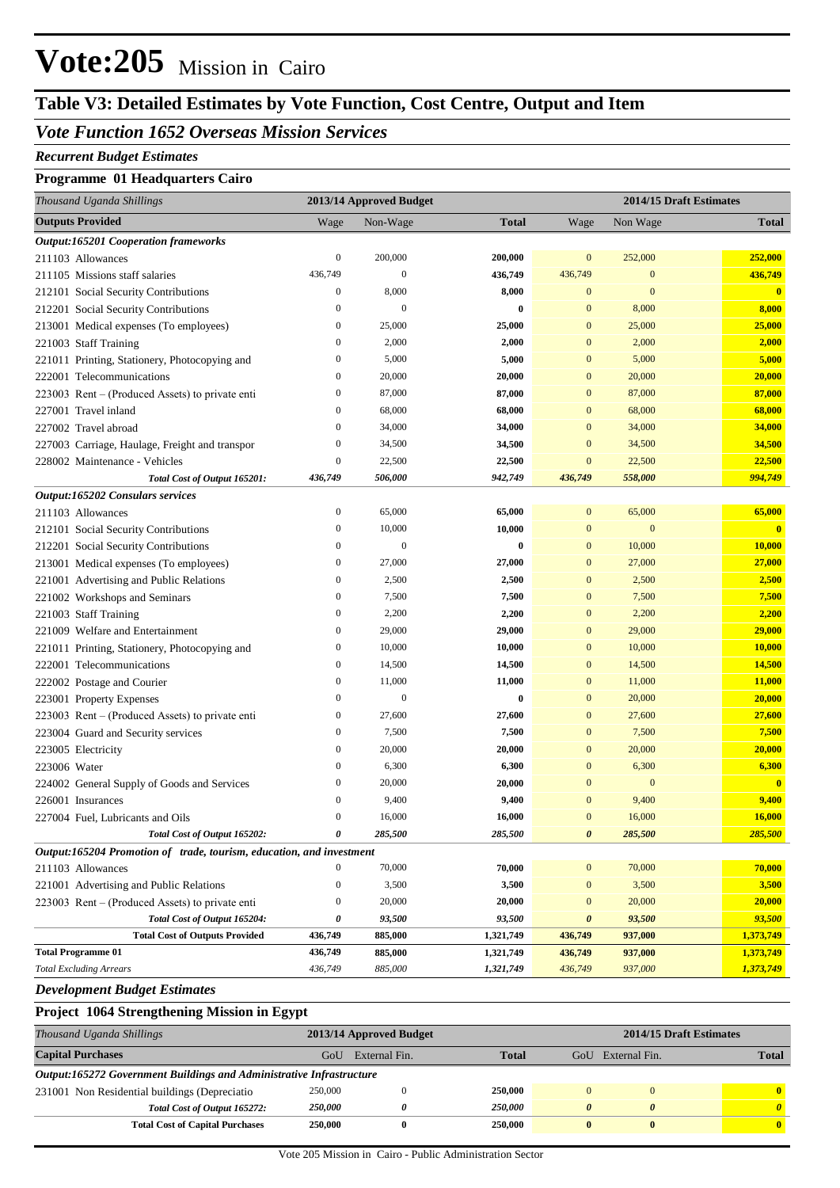# Vote:205 Mission in Cairo

## Table V3: Detailed Estimates by Vote Function, Cost Centre, Output and Item

### *Vote Function 1652 Overseas Mission Services*

***Recurrent Budget Estimates***

**Programme 01 Headquarters Cairo**

| *Thousand Uganda Shillings* | 2013/14 Approved Budget | | | 2014/15 Draft Estimates | | |
|---|---|---|---|---|---|---|
| **Outputs Provided** | Wage | Non-Wage | **Total** | Wage | Non Wage | **Total** |
| ***Output:165201 Cooperation frameworks*** | | | | | | |
| 211103 Allowances | 0 | 200,000 | **200,000** | 0 | 252,000 | **252,000** |
| 211105 Missions staff salaries | 436,749 | 0 | **436,749** | 436,749 | 0 | **436,749** |
| 212101 Social Security Contributions | 0 | 8,000 | **8,000** | 0 | 0 | **0** |
| 212201 Social Security Contributions | 0 | 0 | **0** | 0 | 8,000 | **8,000** |
| 213001 Medical expenses (To employees) | 0 | 25,000 | **25,000** | 0 | 25,000 | **25,000** |
| 221003 Staff Training | 0 | 2,000 | **2,000** | 0 | 2,000 | **2,000** |
| 221011 Printing, Stationery, Photocopying and | 0 | 5,000 | **5,000** | 0 | 5,000 | **5,000** |
| 222001 Telecommunications | 0 | 20,000 | **20,000** | 0 | 20,000 | **20,000** |
| 223003 Rent – (Produced Assets) to private enti | 0 | 87,000 | **87,000** | 0 | 87,000 | **87,000** |
| 227001 Travel inland | 0 | 68,000 | **68,000** | 0 | 68,000 | **68,000** |
| 227002 Travel abroad | 0 | 34,000 | **34,000** | 0 | 34,000 | **34,000** |
| 227003 Carriage, Haulage, Freight and transpor | 0 | 34,500 | **34,500** | 0 | 34,500 | **34,500** |
| 228002 Maintenance - Vehicles | 0 | 22,500 | **22,500** | 0 | 22,500 | **22,500** |
| ***Total Cost of Output 165201:*** | ***436,749*** | ***506,000*** | ***942,749*** | ***436,749*** | ***558,000*** | ***994,749*** |
| ***Output:165202 Consulars services*** | | | | | | |
| 211103 Allowances | 0 | 65,000 | **65,000** | 0 | 65,000 | **65,000** |
| 212101 Social Security Contributions | 0 | 10,000 | **10,000** | 0 | 0 | **0** |
| 212201 Social Security Contributions | 0 | 0 | **0** | 0 | 10,000 | **10,000** |
| 213001 Medical expenses (To employees) | 0 | 27,000 | **27,000** | 0 | 27,000 | **27,000** |
| 221001 Advertising and Public Relations | 0 | 2,500 | **2,500** | 0 | 2,500 | **2,500** |
| 221002 Workshops and Seminars | 0 | 7,500 | **7,500** | 0 | 7,500 | **7,500** |
| 221003 Staff Training | 0 | 2,200 | **2,200** | 0 | 2,200 | **2,200** |
| 221009 Welfare and Entertainment | 0 | 29,000 | **29,000** | 0 | 29,000 | **29,000** |
| 221011 Printing, Stationery, Photocopying and | 0 | 10,000 | **10,000** | 0 | 10,000 | **10,000** |
| 222001 Telecommunications | 0 | 14,500 | **14,500** | 0 | 14,500 | **14,500** |
| 222002 Postage and Courier | 0 | 11,000 | **11,000** | 0 | 11,000 | **11,000** |
| 223001 Property Expenses | 0 | 0 | **0** | 0 | 20,000 | **20,000** |
| 223003 Rent – (Produced Assets) to private enti | 0 | 27,600 | **27,600** | 0 | 27,600 | **27,600** |
| 223004 Guard and Security services | 0 | 7,500 | **7,500** | 0 | 7,500 | **7,500** |
| 223005 Electricity | 0 | 20,000 | **20,000** | 0 | 20,000 | **20,000** |
| 223006 Water | 0 | 6,300 | **6,300** | 0 | 6,300 | **6,300** |
| 224002 General Supply of Goods and Services | 0 | 20,000 | **20,000** | 0 | 0 | **0** |
| 226001 Insurances | 0 | 9,400 | **9,400** | 0 | 9,400 | **9,400** |
| 227004 Fuel, Lubricants and Oils | 0 | 16,000 | **16,000** | 0 | 16,000 | **16,000** |
| ***Total Cost of Output 165202:*** | ***0*** | ***285,500*** | ***285,500*** | ***0*** | ***285,500*** | ***285,500*** |
| ***Output:165204 Promotion of trade, tourism, education, and investment*** | | | | | | |
| 211103 Allowances | 0 | 70,000 | **70,000** | 0 | 70,000 | **70,000** |
| 221001 Advertising and Public Relations | 0 | 3,500 | **3,500** | 0 | 3,500 | **3,500** |
| 223003 Rent – (Produced Assets) to private enti | 0 | 20,000 | **20,000** | 0 | 20,000 | **20,000** |
| ***Total Cost of Output 165204:*** | ***0*** | ***93,500*** | ***93,500*** | ***0*** | ***93,500*** | ***93,500*** |
| **Total Cost of Outputs Provided** | **436,749** | **885,000** | **1,321,749** | **436,749** | **937,000** | **1,373,749** |
| **Total Programme 01** | **436,749** | **885,000** | **1,321,749** | **436,749** | **937,000** | **1,373,749** |
| *Total Excluding Arrears* | *436,749* | *885,000* | *1,321,749* | *436,749* | *937,000* | *1,373,749* |

***Development Budget Estimates***

**Project 1064 Strengthening Mission in Egypt**

| *Thousand Uganda Shillings* | 2013/14 Approved Budget | | | 2014/15 Draft Estimates | | |
|---|---|---|---|---|---|---|
| **Capital Purchases** | GoU | External Fin. | **Total** | GoU | External Fin. | **Total** |
| ***Output:165272 Government Buildings and Administrative Infrastructure*** | | | | | | |
| 231001 Non Residential buildings (Depreciatio | 250,000 | 0 | **250,000** | 0 | 0 | **0** |
| ***Total Cost of Output 165272:*** | ***250,000*** | ***0*** | ***250,000*** | ***0*** | ***0*** | ***0*** |
| **Total Cost of Capital Purchases** | **250,000** | **0** | **250,000** | **0** | **0** | **0** |

Vote 205 Mission in Cairo - Public Administration Sector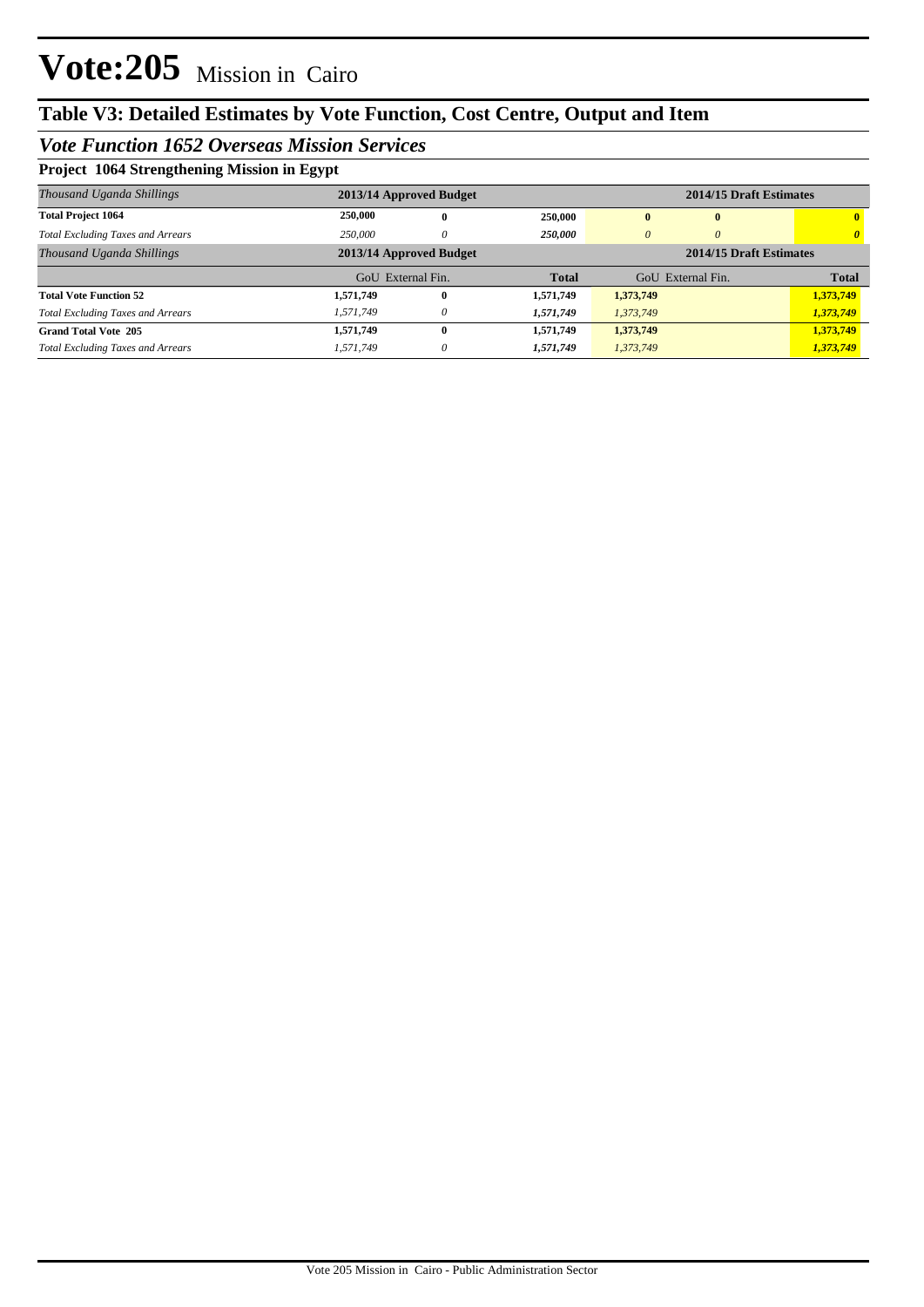# Vote:205 Mission in Cairo

## Table V3: Detailed Estimates by Vote Function, Cost Centre, Output and Item

### *Vote Function 1652 Overseas Mission Services*

**Project 1064 Strengthening Mission in Egypt**

| *Thousand Uganda Shillings* | 2013/14 Approved Budget | | | 2014/15 Draft Estimates | | |
|---|---|---|---|---|---|---|
| **Total Project 1064** | **250,000** | **0** | **250,000** | **0** | **0** | **0** |
| *Total Excluding Taxes and Arrears* | *250,000* | *0* | ***250,000*** | *0* | *0* | ***0*** |

| *Thousand Uganda Shillings* | 2013/14 Approved Budget | | | 2014/15 Draft Estimates | | |
|---|---|---|---|---|---|---|
| | GoU | External Fin. | **Total** | GoU | External Fin. | **Total** |
| **Total Vote Function 52** | **1,571,749** | **0** | **1,571,749** | **1,373,749** | | **1,373,749** |
| *Total Excluding Taxes and Arrears* | *1,571,749* | *0* | ***1,571,749*** | *1,373,749* | | ***1,373,749*** |
| **Grand Total Vote 205** | **1,571,749** | **0** | **1,571,749** | **1,373,749** | | **1,373,749** |
| *Total Excluding Taxes and Arrears* | *1,571,749* | *0* | ***1,571,749*** | *1,373,749* | | ***1,373,749*** |